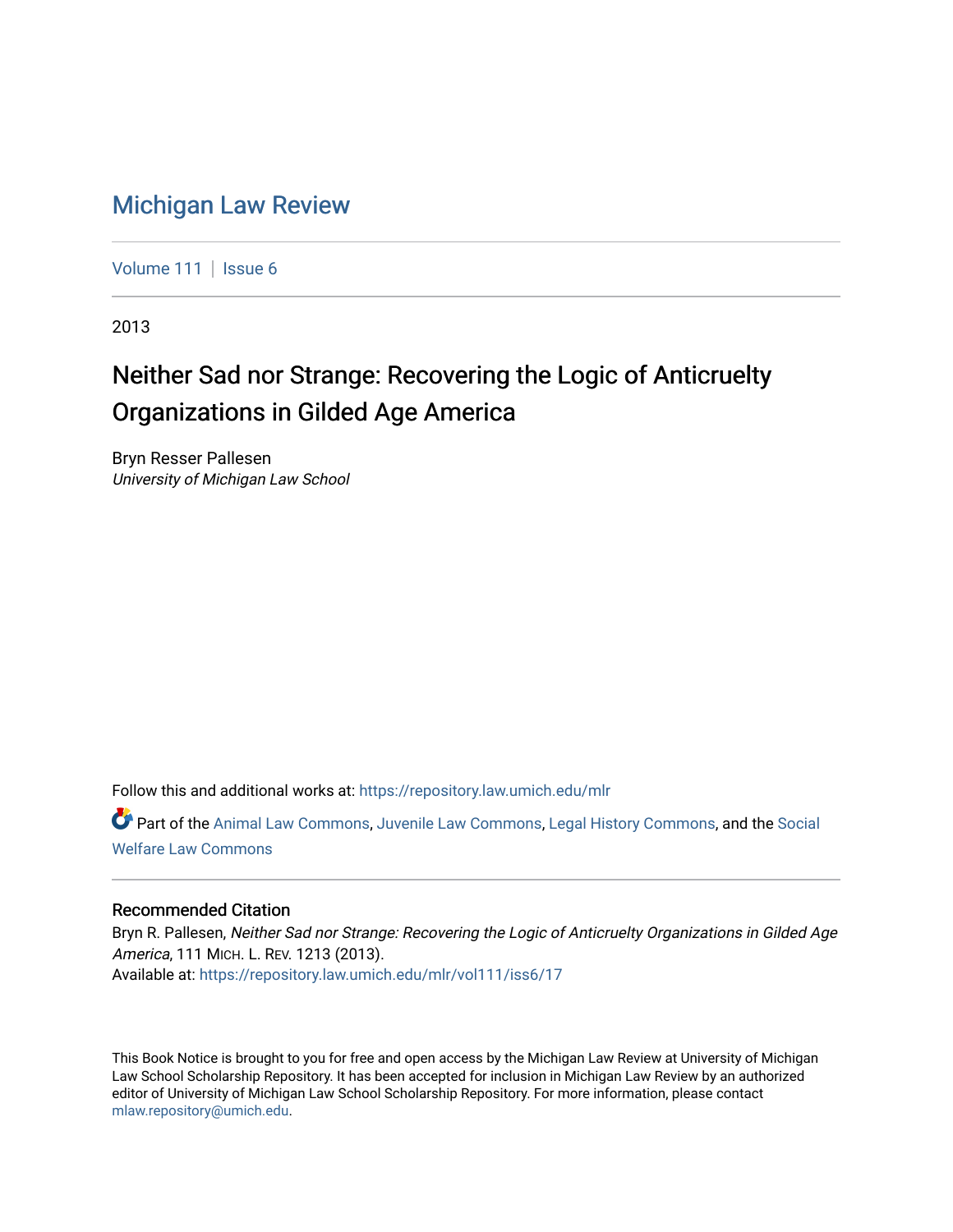# Michigan Law Review

Volume 111 | Issue 6

2013

## Neither Sad nor Strange: Recovering the Logic of Anticruelty Organizations in Gilded Age America

Bryn Resser Pallesen
*University of Michigan Law School*

Follow this and additional works at: https://repository.law.umich.edu/mlr

Part of the Animal Law Commons, Juvenile Law Commons, Legal History Commons, and the Social Welfare Law Commons

### Recommended Citation

Bryn R. Pallesen, *Neither Sad nor Strange: Recovering the Logic of Anticruelty Organizations in Gilded Age America*, 111 MICH. L. REV. 1213 (2013).
Available at: https://repository.law.umich.edu/mlr/vol111/iss6/17

This Book Notice is brought to you for free and open access by the Michigan Law Review at University of Michigan Law School Scholarship Repository. It has been accepted for inclusion in Michigan Law Review by an authorized editor of University of Michigan Law School Scholarship Repository. For more information, please contact mlaw.repository@umich.edu.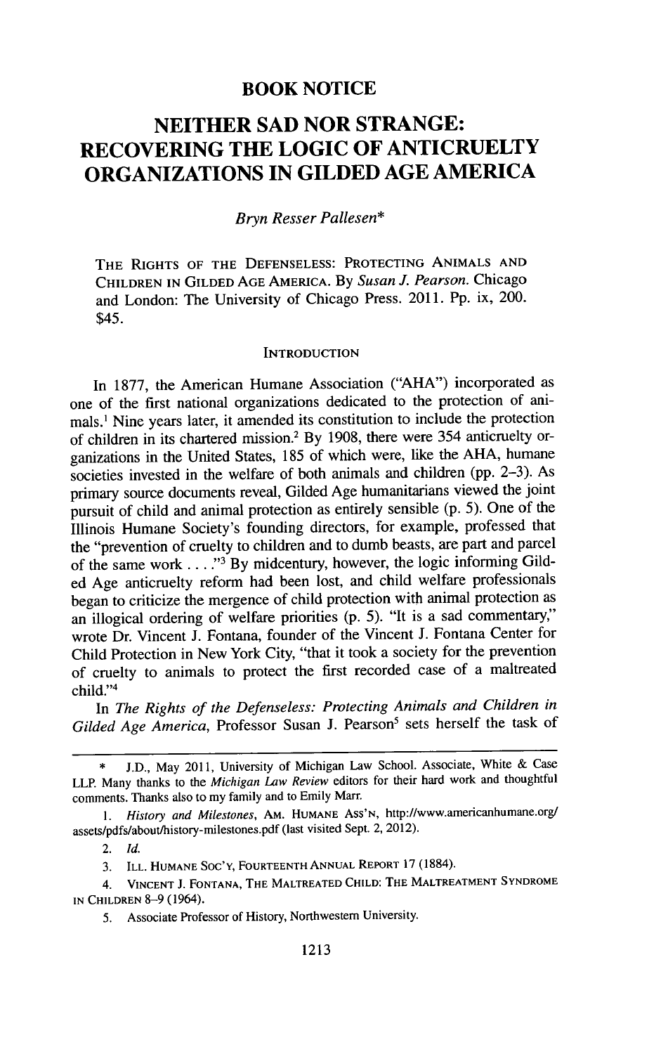# BOOK NOTICE

# NEITHER SAD NOR STRANGE: RECOVERING THE LOGIC OF ANTICRUELTY ORGANIZATIONS IN GILDED AGE AMERICA

*Bryn Resser Pallesen**

THE RIGHTS OF THE DEFENSELESS: PROTECTING ANIMALS AND CHILDREN IN GILDED AGE AMERICA. By *Susan J. Pearson*. Chicago and London: The University of Chicago Press. 2011. Pp. ix, 200. $45.

## INTRODUCTION

In 1877, the American Humane Association ("AHA") incorporated as one of the first national organizations dedicated to the protection of animals.[1] Nine years later, it amended its constitution to include the protection of children in its chartered mission.[2] By 1908, there were 354 anticruelty organizations in the United States, 185 of which were, like the AHA, humane societies invested in the welfare of both animals and children (pp. 2–3). As primary source documents reveal, Gilded Age humanitarians viewed the joint pursuit of child and animal protection as entirely sensible (p. 5). One of the Illinois Humane Society's founding directors, for example, professed that the "prevention of cruelty to children and to dumb beasts, are part and parcel of the same work . . . ."[3] By midcentury, however, the logic informing Gilded Age anticruelty reform had been lost, and child welfare professionals began to criticize the mergence of child protection with animal protection as an illogical ordering of welfare priorities (p. 5). "It is a sad commentary," wrote Dr. Vincent J. Fontana, founder of the Vincent J. Fontana Center for Child Protection in New York City, "that it took a society for the prevention of cruelty to animals to protect the first recorded case of a maltreated child."[4]

In *The Rights of the Defenseless: Protecting Animals and Children in Gilded Age America*, Professor Susan J. Pearson[5] sets herself the task of

---

\* J.D., May 2011, University of Michigan Law School. Associate, White & Case LLP. Many thanks to the *Michigan Law Review* editors for their hard work and thoughtful comments. Thanks also to my family and to Emily Marr.

1. *History and Milestones*, AM. HUMANE ASS'N, http://www.americanhumane.org/assets/pdfs/about/history-milestones.pdf (last visited Sept. 2, 2012).

2. *Id.*

3. ILL. HUMANE SOC'Y, FOURTEENTH ANNUAL REPORT 17 (1884).

4. VINCENT J. FONTANA, THE MALTREATED CHILD: THE MALTREATMENT SYNDROME IN CHILDREN 8–9 (1964).

5. Associate Professor of History, Northwestern University.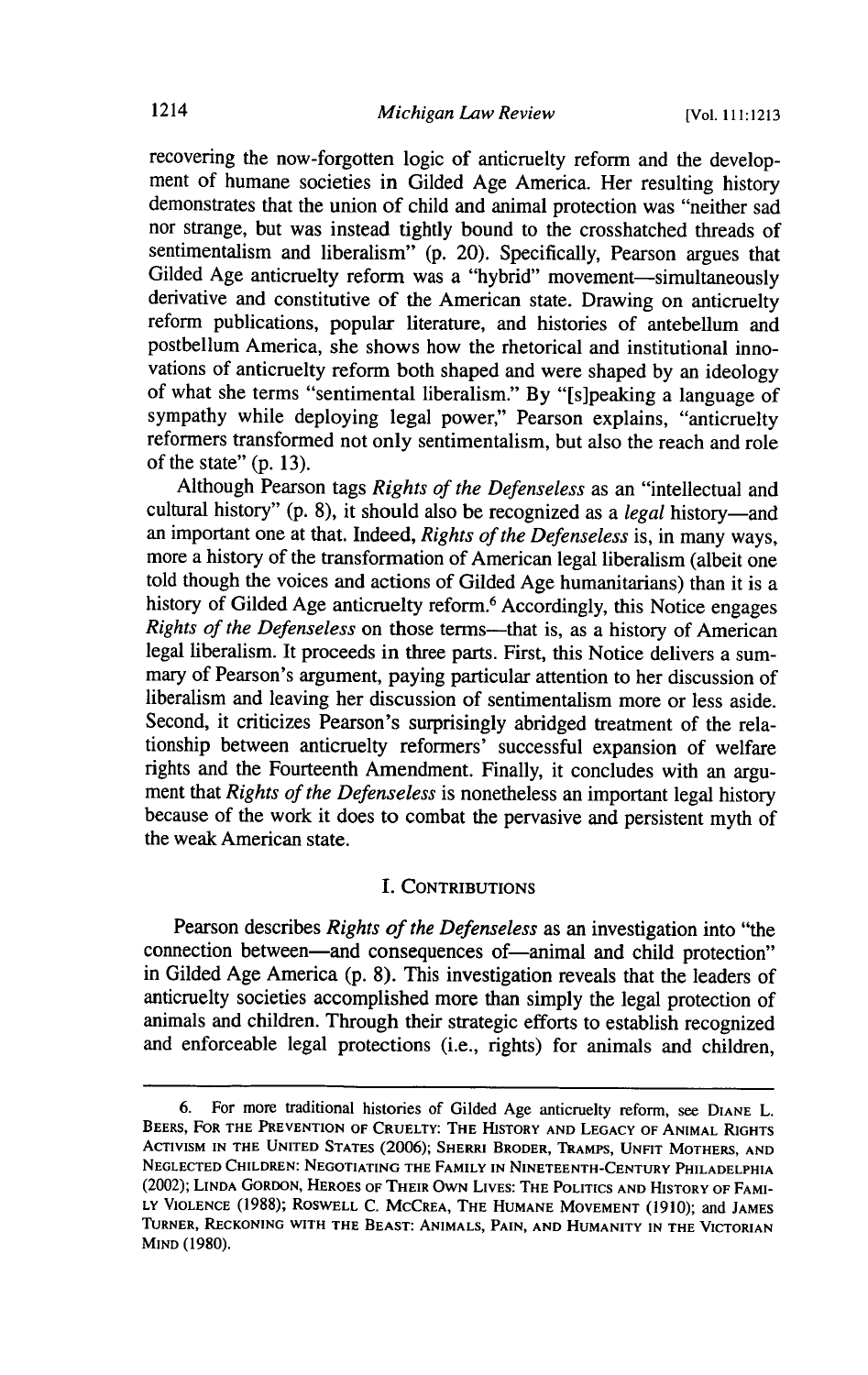recovering the now-forgotten logic of anticruelty reform and the development of humane societies in Gilded Age America. Her resulting history demonstrates that the union of child and animal protection was "neither sad nor strange, but was instead tightly bound to the crosshatched threads of sentimentalism and liberalism" (p. 20). Specifically, Pearson argues that Gilded Age anticruelty reform was a "hybrid" movement—simultaneously derivative and constitutive of the American state. Drawing on anticruelty reform publications, popular literature, and histories of antebellum and postbellum America, she shows how the rhetorical and institutional innovations of anticruelty reform both shaped and were shaped by an ideology of what she terms "sentimental liberalism." By "[s]peaking a language of sympathy while deploying legal power," Pearson explains, "anticruelty reformers transformed not only sentimentalism, but also the reach and role of the state" (p. 13).

Although Pearson tags *Rights of the Defenseless* as an "intellectual and cultural history" (p. 8), it should also be recognized as a *legal* history—and an important one at that. Indeed, *Rights of the Defenseless* is, in many ways, more a history of the transformation of American legal liberalism (albeit one told though the voices and actions of Gilded Age humanitarians) than it is a history of Gilded Age anticruelty reform.[6] Accordingly, this Notice engages *Rights of the Defenseless* on those terms—that is, as a history of American legal liberalism. It proceeds in three parts. First, this Notice delivers a summary of Pearson's argument, paying particular attention to her discussion of liberalism and leaving her discussion of sentimentalism more or less aside. Second, it criticizes Pearson's surprisingly abridged treatment of the relationship between anticruelty reformers' successful expansion of welfare rights and the Fourteenth Amendment. Finally, it concludes with an argument that *Rights of the Defenseless* is nonetheless an important legal history because of the work it does to combat the pervasive and persistent myth of the weak American state.

## I. Contributions

Pearson describes *Rights of the Defenseless* as an investigation into "the connection between—and consequences of—animal and child protection" in Gilded Age America (p. 8). This investigation reveals that the leaders of anticruelty societies accomplished more than simply the legal protection of animals and children. Through their strategic efforts to establish recognized and enforceable legal protections (i.e., rights) for animals and children,

---

6. For more traditional histories of Gilded Age anticruelty reform, see Diane L. Beers, For the Prevention of Cruelty: The History and Legacy of Animal Rights Activism in the United States (2006); Sherri Broder, Tramps, Unfit Mothers, and Neglected Children: Negotiating the Family in Nineteenth-Century Philadelphia (2002); Linda Gordon, Heroes of Their Own Lives: The Politics and History of Family Violence (1988); Roswell C. McCrea, The Humane Movement (1910); and James Turner, Reckoning with the Beast: Animals, Pain, and Humanity in the Victorian Mind (1980).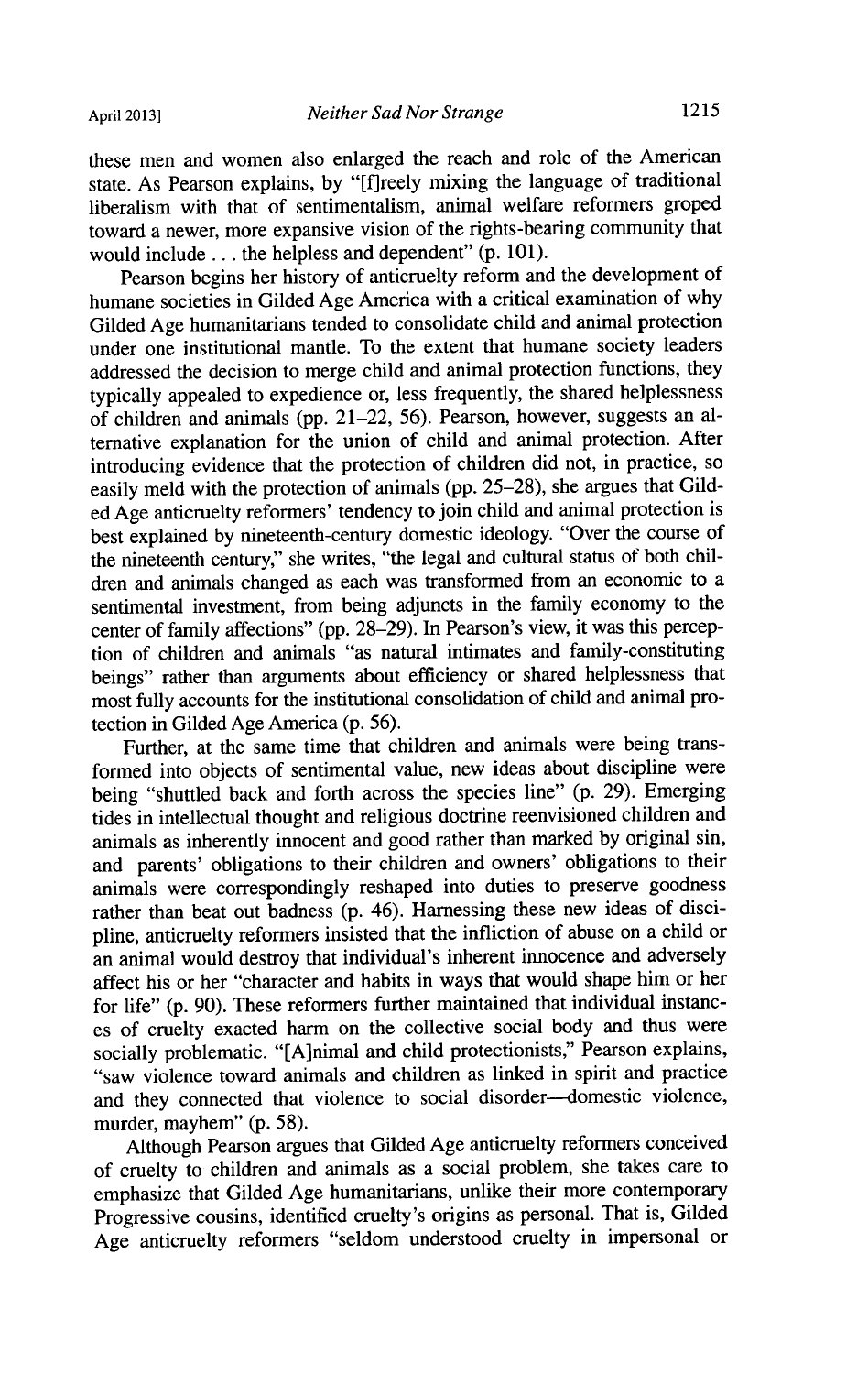these men and women also enlarged the reach and role of the American state. As Pearson explains, by "[f]reely mixing the language of traditional liberalism with that of sentimentalism, animal welfare reformers groped toward a newer, more expansive vision of the rights-bearing community that would include . . . the helpless and dependent" (p. 101).

Pearson begins her history of anticruelty reform and the development of humane societies in Gilded Age America with a critical examination of why Gilded Age humanitarians tended to consolidate child and animal protection under one institutional mantle. To the extent that humane society leaders addressed the decision to merge child and animal protection functions, they typically appealed to expedience or, less frequently, the shared helplessness of children and animals (pp. 21–22, 56). Pearson, however, suggests an alternative explanation for the union of child and animal protection. After introducing evidence that the protection of children did not, in practice, so easily meld with the protection of animals (pp. 25–28), she argues that Gilded Age anticruelty reformers' tendency to join child and animal protection is best explained by nineteenth-century domestic ideology. "Over the course of the nineteenth century," she writes, "the legal and cultural status of both children and animals changed as each was transformed from an economic to a sentimental investment, from being adjuncts in the family economy to the center of family affections" (pp. 28–29). In Pearson's view, it was this perception of children and animals "as natural intimates and family-constituting beings" rather than arguments about efficiency or shared helplessness that most fully accounts for the institutional consolidation of child and animal protection in Gilded Age America (p. 56).

Further, at the same time that children and animals were being transformed into objects of sentimental value, new ideas about discipline were being "shuttled back and forth across the species line" (p. 29). Emerging tides in intellectual thought and religious doctrine reenvisioned children and animals as inherently innocent and good rather than marked by original sin, and parents' obligations to their children and owners' obligations to their animals were correspondingly reshaped into duties to preserve goodness rather than beat out badness (p. 46). Harnessing these new ideas of discipline, anticruelty reformers insisted that the infliction of abuse on a child or an animal would destroy that individual's inherent innocence and adversely affect his or her "character and habits in ways that would shape him or her for life" (p. 90). These reformers further maintained that individual instances of cruelty exacted harm on the collective social body and thus were socially problematic. "[A]nimal and child protectionists," Pearson explains, "saw violence toward animals and children as linked in spirit and practice and they connected that violence to social disorder—domestic violence, murder, mayhem" (p. 58).

Although Pearson argues that Gilded Age anticruelty reformers conceived of cruelty to children and animals as a social problem, she takes care to emphasize that Gilded Age humanitarians, unlike their more contemporary Progressive cousins, identified cruelty's origins as personal. That is, Gilded Age anticruelty reformers "seldom understood cruelty in impersonal or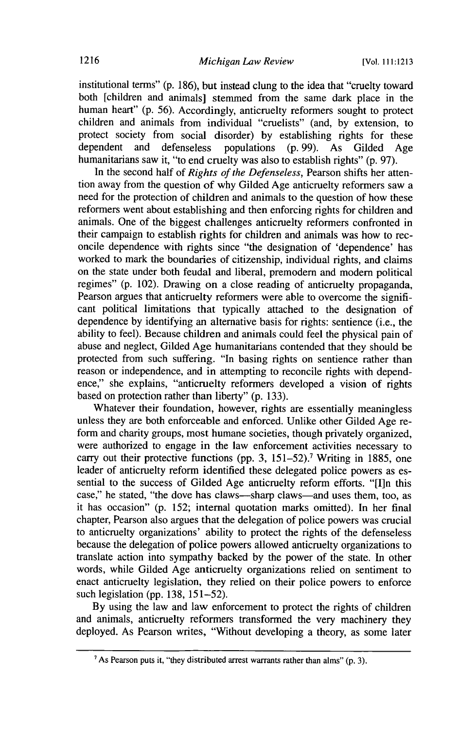institutional terms" (p. 186), but instead clung to the idea that "cruelty toward both [children and animals] stemmed from the same dark place in the human heart" (p. 56). Accordingly, anticruelty reformers sought to protect children and animals from individual "cruelists" (and, by extension, to protect society from social disorder) by establishing rights for these dependent and defenseless populations (p. 99). As Gilded Age humanitarians saw it, "to end cruelty was also to establish rights" (p. 97).

In the second half of *Rights of the Defenseless*, Pearson shifts her attention away from the question of why Gilded Age anticruelty reformers saw a need for the protection of children and animals to the question of how these reformers went about establishing and then enforcing rights for children and animals. One of the biggest challenges anticruelty reformers confronted in their campaign to establish rights for children and animals was how to reconcile dependence with rights since "the designation of 'dependence' has worked to mark the boundaries of citizenship, individual rights, and claims on the state under both feudal and liberal, premodern and modern political regimes" (p. 102). Drawing on a close reading of anticruelty propaganda, Pearson argues that anticruelty reformers were able to overcome the significant political limitations that typically attached to the designation of dependence by identifying an alternative basis for rights: sentience (i.e., the ability to feel). Because children and animals could feel the physical pain of abuse and neglect, Gilded Age humanitarians contended that they should be protected from such suffering. "In basing rights on sentience rather than reason or independence, and in attempting to reconcile rights with dependence," she explains, "anticruelty reformers developed a vision of rights based on protection rather than liberty" (p. 133).

Whatever their foundation, however, rights are essentially meaningless unless they are both enforceable and enforced. Unlike other Gilded Age reform and charity groups, most humane societies, though privately organized, were authorized to engage in the law enforcement activities necessary to carry out their protective functions (pp. 3, 151–52).[7] Writing in 1885, one leader of anticruelty reform identified these delegated police powers as essential to the success of Gilded Age anticruelty reform efforts. "[I]n this case," he stated, "the dove has claws—sharp claws—and uses them, too, as it has occasion" (p. 152; internal quotation marks omitted). In her final chapter, Pearson also argues that the delegation of police powers was crucial to anticruelty organizations' ability to protect the rights of the defenseless because the delegation of police powers allowed anticruelty organizations to translate action into sympathy backed by the power of the state. In other words, while Gilded Age anticruelty organizations relied on sentiment to enact anticruelty legislation, they relied on their police powers to enforce such legislation (pp. 138, 151–52).

By using the law and law enforcement to protect the rights of children and animals, anticruelty reformers transformed the very machinery they deployed. As Pearson writes, "Without developing a theory, as some later

---

[7] As Pearson puts it, "they distributed arrest warrants rather than alms" (p. 3).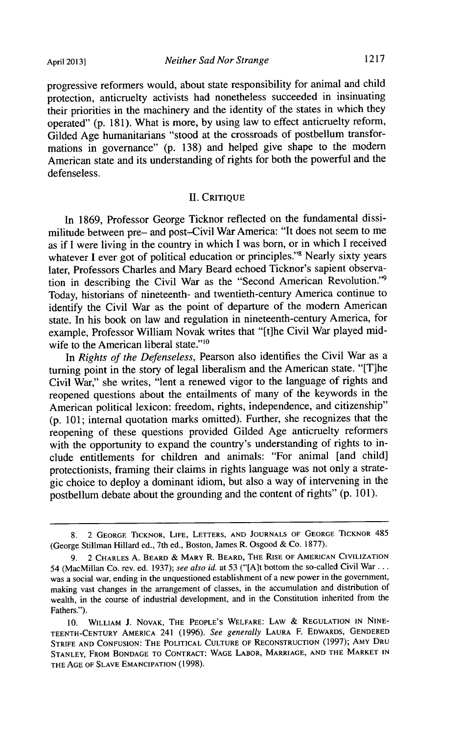progressive reformers would, about state responsibility for animal and child protection, anticruelty activists had nonetheless succeeded in insinuating their priorities in the machinery and the identity of the states in which they operated" (p. 181). What is more, by using law to effect anticruelty reform, Gilded Age humanitarians "stood at the crossroads of postbellum transformations in governance" (p. 138) and helped give shape to the modern American state and its understanding of rights for both the powerful and the defenseless.

## II. CRITIQUE

In 1869, Professor George Ticknor reflected on the fundamental dissimilitude between pre– and post–Civil War America: "It does not seem to me as if I were living in the country in which I was born, or in which I received whatever I ever got of political education or principles."[8] Nearly sixty years later, Professors Charles and Mary Beard echoed Ticknor's sapient observation in describing the Civil War as the "Second American Revolution."[9] Today, historians of nineteenth- and twentieth-century America continue to identify the Civil War as the point of departure of the modern American state. In his book on law and regulation in nineteenth-century America, for example, Professor William Novak writes that "[t]he Civil War played midwife to the American liberal state."[10]

In *Rights of the Defenseless*, Pearson also identifies the Civil War as a turning point in the story of legal liberalism and the American state. "[T]he Civil War," she writes, "lent a renewed vigor to the language of rights and reopened questions about the entailments of many of the keywords in the American political lexicon: freedom, rights, independence, and citizenship" (p. 101; internal quotation marks omitted). Further, she recognizes that the reopening of these questions provided Gilded Age anticruelty reformers with the opportunity to expand the country's understanding of rights to include entitlements for children and animals: "For animal [and child] protectionists, framing their claims in rights language was not only a strategic choice to deploy a dominant idiom, but also a way of intervening in the postbellum debate about the grounding and the content of rights" (p. 101).

---

8. 2 GEORGE TICKNOR, LIFE, LETTERS, AND JOURNALS OF GEORGE TICKNOR 485 (George Stillman Hillard ed., 7th ed., Boston, James R. Osgood & Co. 1877).

9. 2 CHARLES A. BEARD & MARY R. BEARD, THE RISE OF AMERICAN CIVILIZATION 54 (MacMillan Co. rev. ed. 1937); *see also id.* at 53 ("[A]t bottom the so-called Civil War . . . was a social war, ending in the unquestioned establishment of a new power in the government, making vast changes in the arrangement of classes, in the accumulation and distribution of wealth, in the course of industrial development, and in the Constitution inherited from the Fathers.").

10. WILLIAM J. NOVAK, THE PEOPLE'S WELFARE: LAW & REGULATION IN NINETEENTH-CENTURY AMERICA 241 (1996). *See generally* LAURA F. EDWARDS, GENDERED STRIFE AND CONFUSION: THE POLITICAL CULTURE OF RECONSTRUCTION (1997); AMY DRU STANLEY, FROM BONDAGE TO CONTRACT: WAGE LABOR, MARRIAGE, AND THE MARKET IN THE AGE OF SLAVE EMANCIPATION (1998).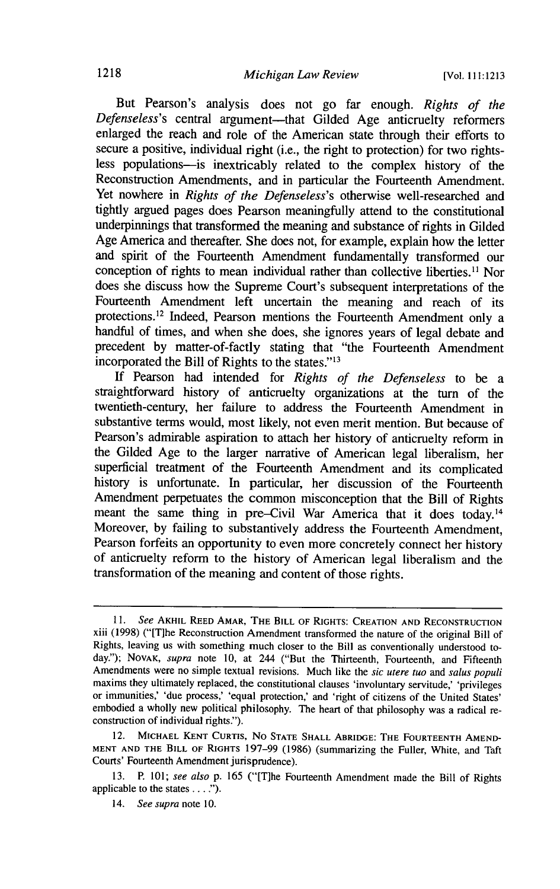But Pearson's analysis does not go far enough. *Rights of the Defenseless*'s central argument—that Gilded Age anticruelty reformers enlarged the reach and role of the American state through their efforts to secure a positive, individual right (i.e., the right to protection) for two rightsless populations—is inextricably related to the complex history of the Reconstruction Amendments, and in particular the Fourteenth Amendment. Yet nowhere in *Rights of the Defenseless*'s otherwise well-researched and tightly argued pages does Pearson meaningfully attend to the constitutional underpinnings that transformed the meaning and substance of rights in Gilded Age America and thereafter. She does not, for example, explain how the letter and spirit of the Fourteenth Amendment fundamentally transformed our conception of rights to mean individual rather than collective liberties.[11] Nor does she discuss how the Supreme Court's subsequent interpretations of the Fourteenth Amendment left uncertain the meaning and reach of its protections.[12] Indeed, Pearson mentions the Fourteenth Amendment only a handful of times, and when she does, she ignores years of legal debate and precedent by matter-of-factly stating that "the Fourteenth Amendment incorporated the Bill of Rights to the states."[13]

If Pearson had intended for *Rights of the Defenseless* to be a straightforward history of anticruelty organizations at the turn of the twentieth-century, her failure to address the Fourteenth Amendment in substantive terms would, most likely, not even merit mention. But because of Pearson's admirable aspiration to attach her history of anticruelty reform in the Gilded Age to the larger narrative of American legal liberalism, her superficial treatment of the Fourteenth Amendment and its complicated history is unfortunate. In particular, her discussion of the Fourteenth Amendment perpetuates the common misconception that the Bill of Rights meant the same thing in pre–Civil War America that it does today.[14] Moreover, by failing to substantively address the Fourteenth Amendment, Pearson forfeits an opportunity to even more concretely connect her history of anticruelty reform to the history of American legal liberalism and the transformation of the meaning and content of those rights.

---

11. *See* Akhil Reed Amar, The Bill of Rights: Creation and Reconstruction xiii (1998) ("[T]he Reconstruction Amendment transformed the nature of the original Bill of Rights, leaving us with something much closer to the Bill as conventionally understood today."); Novak, *supra* note 10, at 244 ("But the Thirteenth, Fourteenth, and Fifteenth Amendments were no simple textual revisions. Much like the *sic utere tuo* and *salus populi* maxims they ultimately replaced, the constitutional clauses 'involuntary servitude,' 'privileges or immunities,' 'due process,' 'equal protection,' and 'right of citizens of the United States' embodied a wholly new political philosophy. The heart of that philosophy was a radical reconstruction of individual rights.").

12. Michael Kent Curtis, No State Shall Abridge: The Fourteenth Amendment and the Bill of Rights 197–99 (1986) (summarizing the Fuller, White, and Taft Courts' Fourteenth Amendment jurisprudence).

13. P. 101; *see also* p. 165 ("[T]he Fourteenth Amendment made the Bill of Rights applicable to the states . . . .").

14. *See supra* note 10.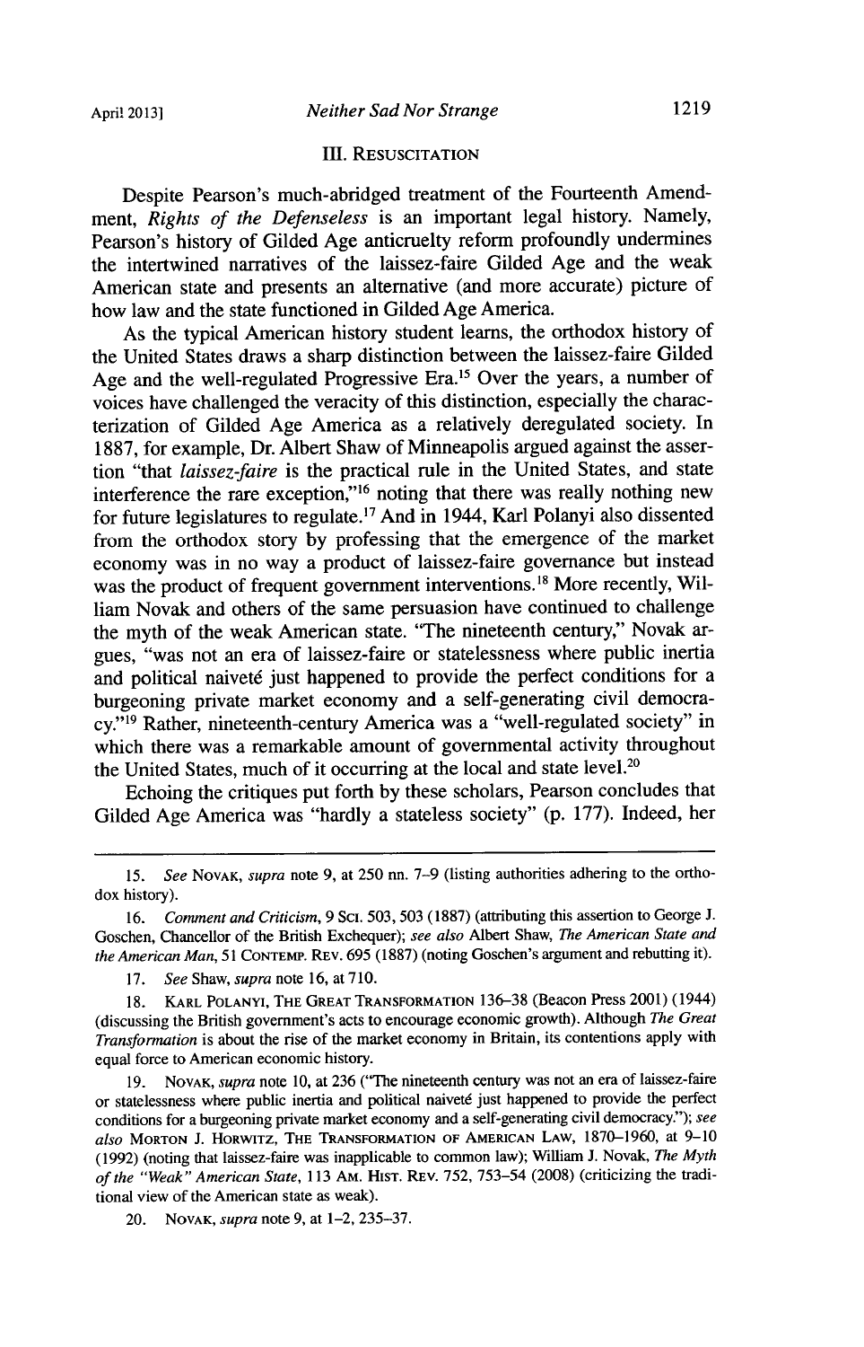## III. RESUSCITATION

Despite Pearson's much-abridged treatment of the Fourteenth Amendment, *Rights of the Defenseless* is an important legal history. Namely, Pearson's history of Gilded Age anticruelty reform profoundly undermines the intertwined narratives of the laissez-faire Gilded Age and the weak American state and presents an alternative (and more accurate) picture of how law and the state functioned in Gilded Age America.

As the typical American history student learns, the orthodox history of the United States draws a sharp distinction between the laissez-faire Gilded Age and the well-regulated Progressive Era.[15] Over the years, a number of voices have challenged the veracity of this distinction, especially the characterization of Gilded Age America as a relatively deregulated society. In 1887, for example, Dr. Albert Shaw of Minneapolis argued against the assertion "that *laissez-faire* is the practical rule in the United States, and state interference the rare exception,"[16] noting that there was really nothing new for future legislatures to regulate.[17] And in 1944, Karl Polanyi also dissented from the orthodox story by professing that the emergence of the market economy was in no way a product of laissez-faire governance but instead was the product of frequent government interventions.[18] More recently, William Novak and others of the same persuasion have continued to challenge the myth of the weak American state. "The nineteenth century," Novak argues, "was not an era of laissez-faire or statelessness where public inertia and political naiveté just happened to provide the perfect conditions for a burgeoning private market economy and a self-generating civil democracy."[19] Rather, nineteenth-century America was a "well-regulated society" in which there was a remarkable amount of governmental activity throughout the United States, much of it occurring at the local and state level.[20]

Echoing the critiques put forth by these scholars, Pearson concludes that Gilded Age America was "hardly a stateless society" (p. 177). Indeed, her

---

15. *See* NOVAK, *supra* note 9, at 250 nn. 7–9 (listing authorities adhering to the orthodox history).

16. *Comment and Criticism*, 9 SCI. 503, 503 (1887) (attributing this assertion to George J. Goschen, Chancellor of the British Exchequer); *see also* Albert Shaw, *The American State and the American Man*, 51 CONTEMP. REV. 695 (1887) (noting Goschen's argument and rebutting it).

17. *See* Shaw, *supra* note 16, at 710.

18. KARL POLANYI, THE GREAT TRANSFORMATION 136–38 (Beacon Press 2001) (1944) (discussing the British government's acts to encourage economic growth). Although *The Great Transformation* is about the rise of the market economy in Britain, its contentions apply with equal force to American economic history.

19. NOVAK, *supra* note 10, at 236 ("The nineteenth century was not an era of laissez-faire or statelessness where public inertia and political naiveté just happened to provide the perfect conditions for a burgeoning private market economy and a self-generating civil democracy."); *see also* MORTON J. HORWITZ, THE TRANSFORMATION OF AMERICAN LAW, 1870–1960, at 9–10 (1992) (noting that laissez-faire was inapplicable to common law); William J. Novak, *The Myth of the "Weak" American State*, 113 AM. HIST. REV. 752, 753–54 (2008) (criticizing the traditional view of the American state as weak).

20. NOVAK, *supra* note 9, at 1–2, 235–37.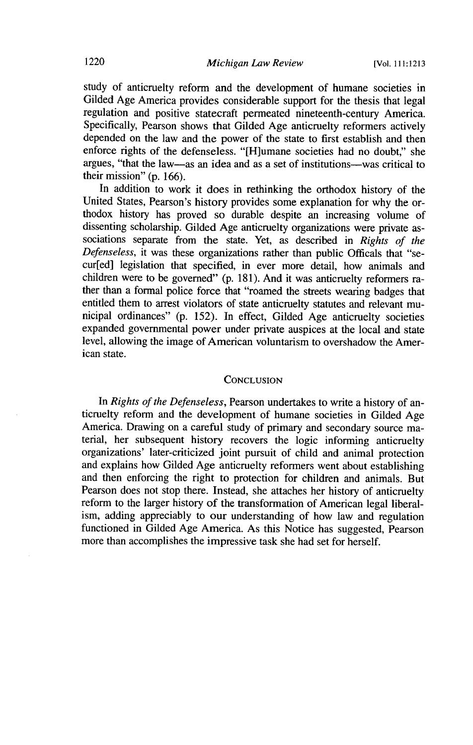study of anticruelty reform and the development of humane societies in Gilded Age America provides considerable support for the thesis that legal regulation and positive statecraft permeated nineteenth-century America. Specifically, Pearson shows that Gilded Age anticruelty reformers actively depended on the law and the power of the state to first establish and then enforce rights of the defenseless. "[H]umane societies had no doubt," she argues, "that the law—as an idea and as a set of institutions—was critical to their mission" (p. 166).

In addition to work it does in rethinking the orthodox history of the United States, Pearson's history provides some explanation for why the orthodox history has proved so durable despite an increasing volume of dissenting scholarship. Gilded Age anticruelty organizations were private associations separate from the state. Yet, as described in *Rights of the Defenseless*, it was these organizations rather than public Officals that "secur[ed] legislation that specified, in ever more detail, how animals and children were to be governed" (p. 181). And it was anticruelty reformers rather than a formal police force that "roamed the streets wearing badges that entitled them to arrest violators of state anticruelty statutes and relevant municipal ordinances" (p. 152). In effect, Gilded Age anticruelty societies expanded governmental power under private auspices at the local and state level, allowing the image of American voluntarism to overshadow the American state.

## Conclusion

In *Rights of the Defenseless*, Pearson undertakes to write a history of anticruelty reform and the development of humane societies in Gilded Age America. Drawing on a careful study of primary and secondary source material, her subsequent history recovers the logic informing anticruelty organizations' later-criticized joint pursuit of child and animal protection and explains how Gilded Age anticruelty reformers went about establishing and then enforcing the right to protection for children and animals. But Pearson does not stop there. Instead, she attaches her history of anticruelty reform to the larger history of the transformation of American legal liberalism, adding appreciably to our understanding of how law and regulation functioned in Gilded Age America. As this Notice has suggested, Pearson more than accomplishes the impressive task she had set for herself.